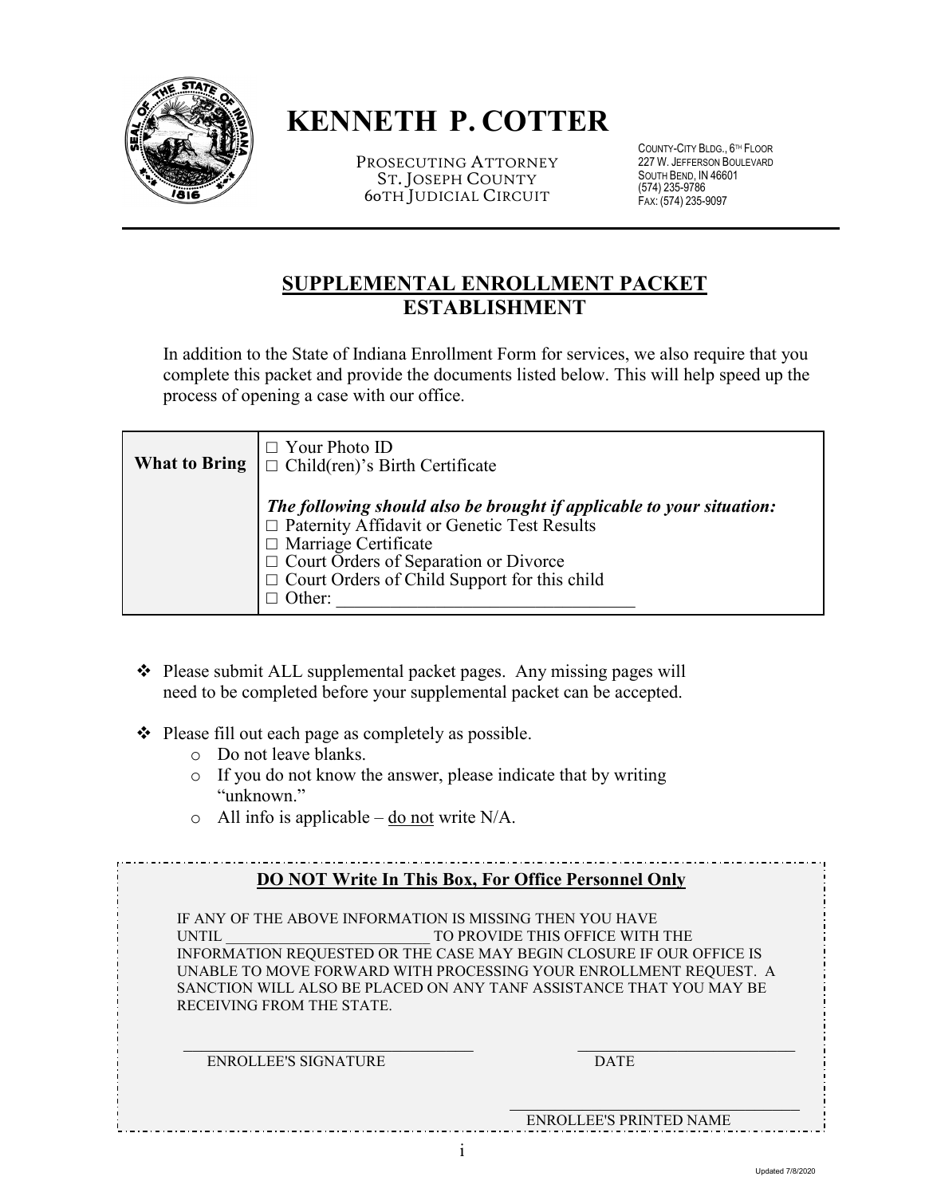# KENNETH P. COTTER

PROSECUTING ATTORNEY
ST. JOSEPH COUNTY
60TH JUDICIAL CIRCUIT

COUNTY-CITY BLDG., 6TH FLOOR
227 W. JEFFERSON BOULEVARD
SOUTH BEND, IN 46601
(574) 235-9786
FAX: (574) 235-9097

## SUPPLEMENTAL ENROLLMENT PACKET
## ESTABLISHMENT

In addition to the State of Indiana Enrollment Form for services, we also require that you complete this packet and provide the documents listed below. This will help speed up the process of opening a case with our office.

| What to Bring | ☐ Your Photo ID<br>☐ Child(ren)'s Birth Certificate<br><br>***The following should also be brought if applicable to your situation:***<br>☐ Paternity Affidavit or Genetic Test Results<br>☐ Marriage Certificate<br>☐ Court Orders of Separation or Divorce<br>☐ Court Orders of Child Support for this child<br>☐ Other: ________________________________ |
|---|---|

- Please submit ALL supplemental packet pages. Any missing pages will need to be completed before your supplemental packet can be accepted.
- Please fill out each page as completely as possible.
  - Do not leave blanks.
  - If you do not know the answer, please indicate that by writing "unknown."
  - All info is applicable – do not write N/A.

**DO NOT Write In This Box, For Office Personnel Only**

IF ANY OF THE ABOVE INFORMATION IS MISSING THEN YOU HAVE UNTIL __________________________ TO PROVIDE THIS OFFICE WITH THE INFORMATION REQUESTED OR THE CASE MAY BEGIN CLOSURE IF OUR OFFICE IS UNABLE TO MOVE FORWARD WITH PROCESSING YOUR ENROLLMENT REQUEST. A SANCTION WILL ALSO BE PLACED ON ANY TANF ASSISTANCE THAT YOU MAY BE RECEIVING FROM THE STATE.

______________________________________ ENROLLEE'S SIGNATURE

____________________________ DATE

______________________________________ ENROLLEE'S PRINTED NAME

Updated 7/8/2020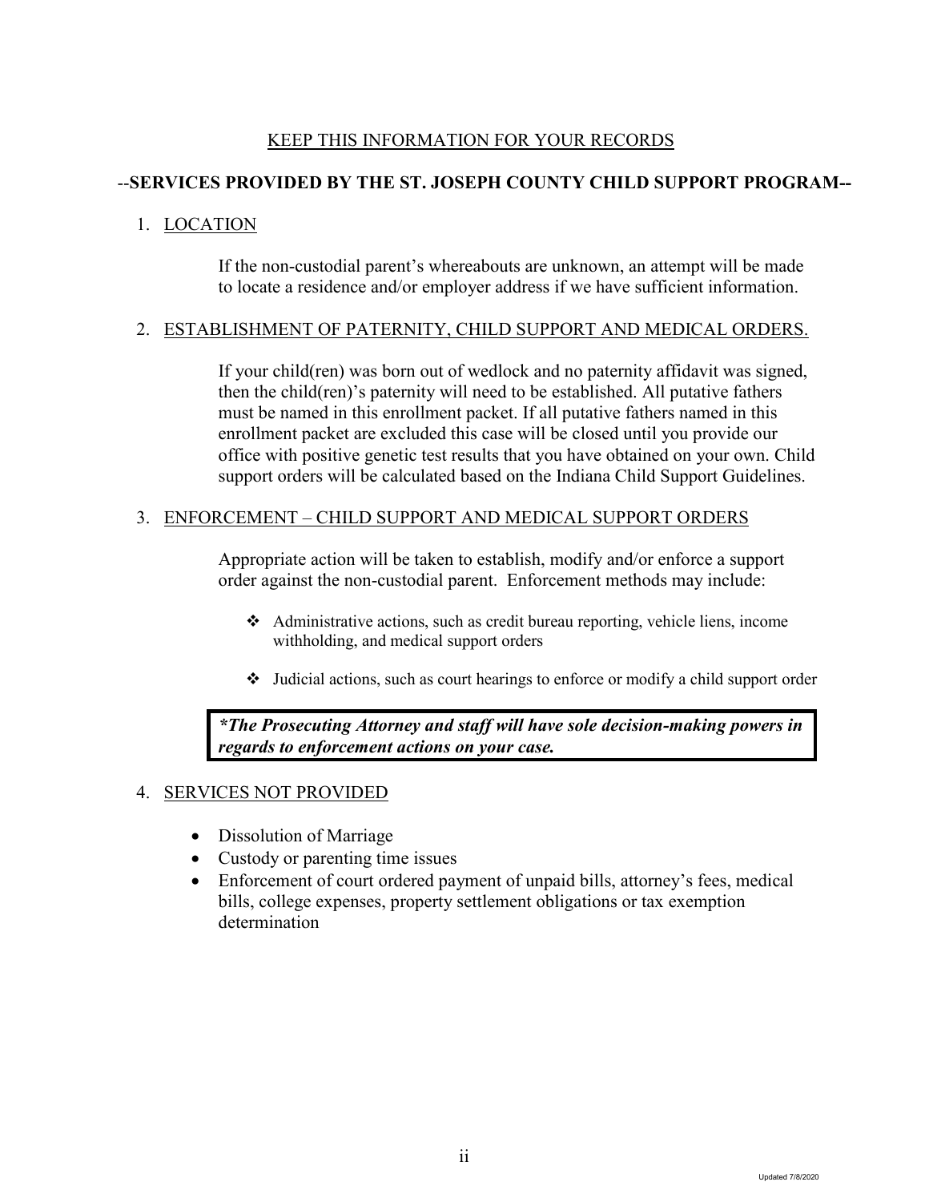KEEP THIS INFORMATION FOR YOUR RECORDS

## --SERVICES PROVIDED BY THE ST. JOSEPH COUNTY CHILD SUPPORT PROGRAM--

1. LOCATION

    If the non-custodial parent's whereabouts are unknown, an attempt will be made to locate a residence and/or employer address if we have sufficient information.

2. ESTABLISHMENT OF PATERNITY, CHILD SUPPORT AND MEDICAL ORDERS.

    If your child(ren) was born out of wedlock and no paternity affidavit was signed, then the child(ren)'s paternity will need to be established. All putative fathers must be named in this enrollment packet. If all putative fathers named in this enrollment packet are excluded this case will be closed until you provide our office with positive genetic test results that you have obtained on your own. Child support orders will be calculated based on the Indiana Child Support Guidelines.

3. ENFORCEMENT – CHILD SUPPORT AND MEDICAL SUPPORT ORDERS

    Appropriate action will be taken to establish, modify and/or enforce a support order against the non-custodial parent. Enforcement methods may include:

    - Administrative actions, such as credit bureau reporting, vehicle liens, income withholding, and medical support orders
    - Judicial actions, such as court hearings to enforce or modify a child support order

    ***The Prosecuting Attorney and staff will have sole decision-making powers in regards to enforcement actions on your case.***

4. SERVICES NOT PROVIDED

    - Dissolution of Marriage
    - Custody or parenting time issues
    - Enforcement of court ordered payment of unpaid bills, attorney's fees, medical bills, college expenses, property settlement obligations or tax exemption determination

Updated 7/8/2020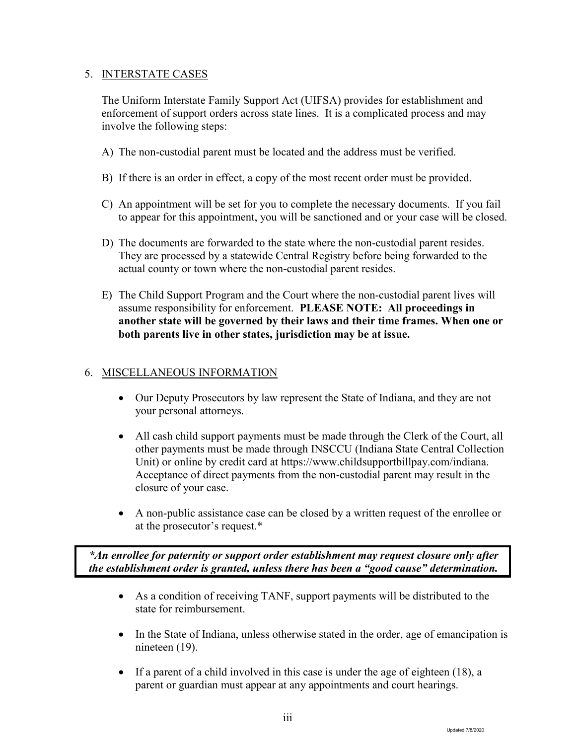## 5. INTERSTATE CASES

The Uniform Interstate Family Support Act (UIFSA) provides for establishment and enforcement of support orders across state lines. It is a complicated process and may involve the following steps:

A) The non-custodial parent must be located and the address must be verified.

B) If there is an order in effect, a copy of the most recent order must be provided.

C) An appointment will be set for you to complete the necessary documents. If you fail to appear for this appointment, you will be sanctioned and or your case will be closed.

D) The documents are forwarded to the state where the non-custodial parent resides. They are processed by a statewide Central Registry before being forwarded to the actual county or town where the non-custodial parent resides.

E) The Child Support Program and the Court where the non-custodial parent lives will assume responsibility for enforcement. **PLEASE NOTE: All proceedings in another state will be governed by their laws and their time frames. When one or both parents live in other states, jurisdiction may be at issue.**

## 6. MISCELLANEOUS INFORMATION

- Our Deputy Prosecutors by law represent the State of Indiana, and they are not your personal attorneys.

- All cash child support payments must be made through the Clerk of the Court, all other payments must be made through INSCCU (Indiana State Central Collection Unit) or online by credit card at https://www.childsupportbillpay.com/indiana. Acceptance of direct payments from the non-custodial parent may result in the closure of your case.

- A non-public assistance case can be closed by a written request of the enrollee or at the prosecutor's request.*

***An enrollee for paternity or support order establishment may request closure only after the establishment order is granted, unless there has been a "good cause" determination.***

- As a condition of receiving TANF, support payments will be distributed to the state for reimbursement.

- In the State of Indiana, unless otherwise stated in the order, age of emancipation is nineteen (19).

- If a parent of a child involved in this case is under the age of eighteen (18), a parent or guardian must appear at any appointments and court hearings.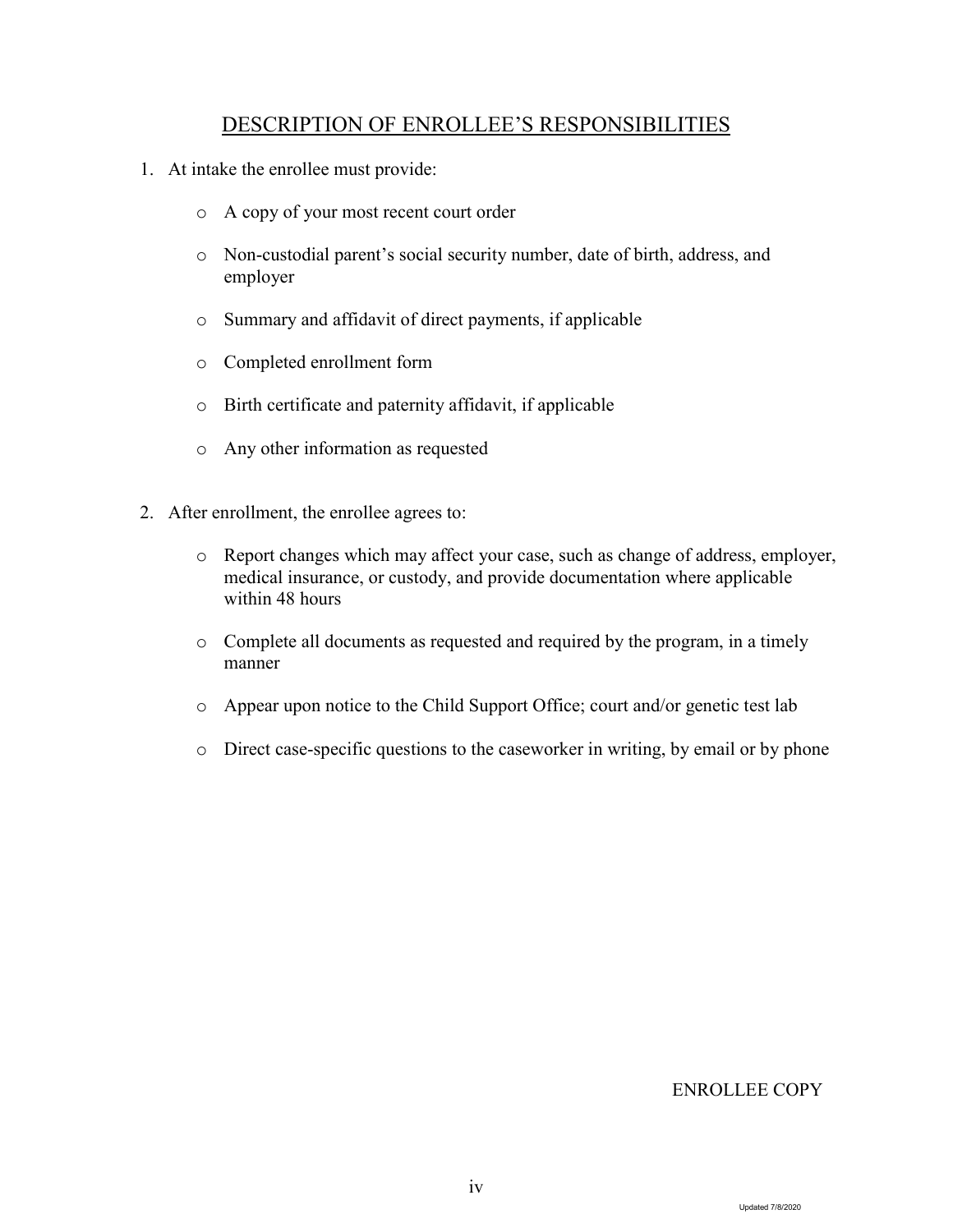## DESCRIPTION OF ENROLLEE'S RESPONSIBILITIES

1. At intake the enrollee must provide:

   - A copy of your most recent court order
   - Non-custodial parent's social security number, date of birth, address, and employer
   - Summary and affidavit of direct payments, if applicable
   - Completed enrollment form
   - Birth certificate and paternity affidavit, if applicable
   - Any other information as requested

2. After enrollment, the enrollee agrees to:

   - Report changes which may affect your case, such as change of address, employer, medical insurance, or custody, and provide documentation where applicable within 48 hours
   - Complete all documents as requested and required by the program, in a timely manner
   - Appear upon notice to the Child Support Office; court and/or genetic test lab
   - Direct case-specific questions to the caseworker in writing, by email or by phone

ENROLLEE COPY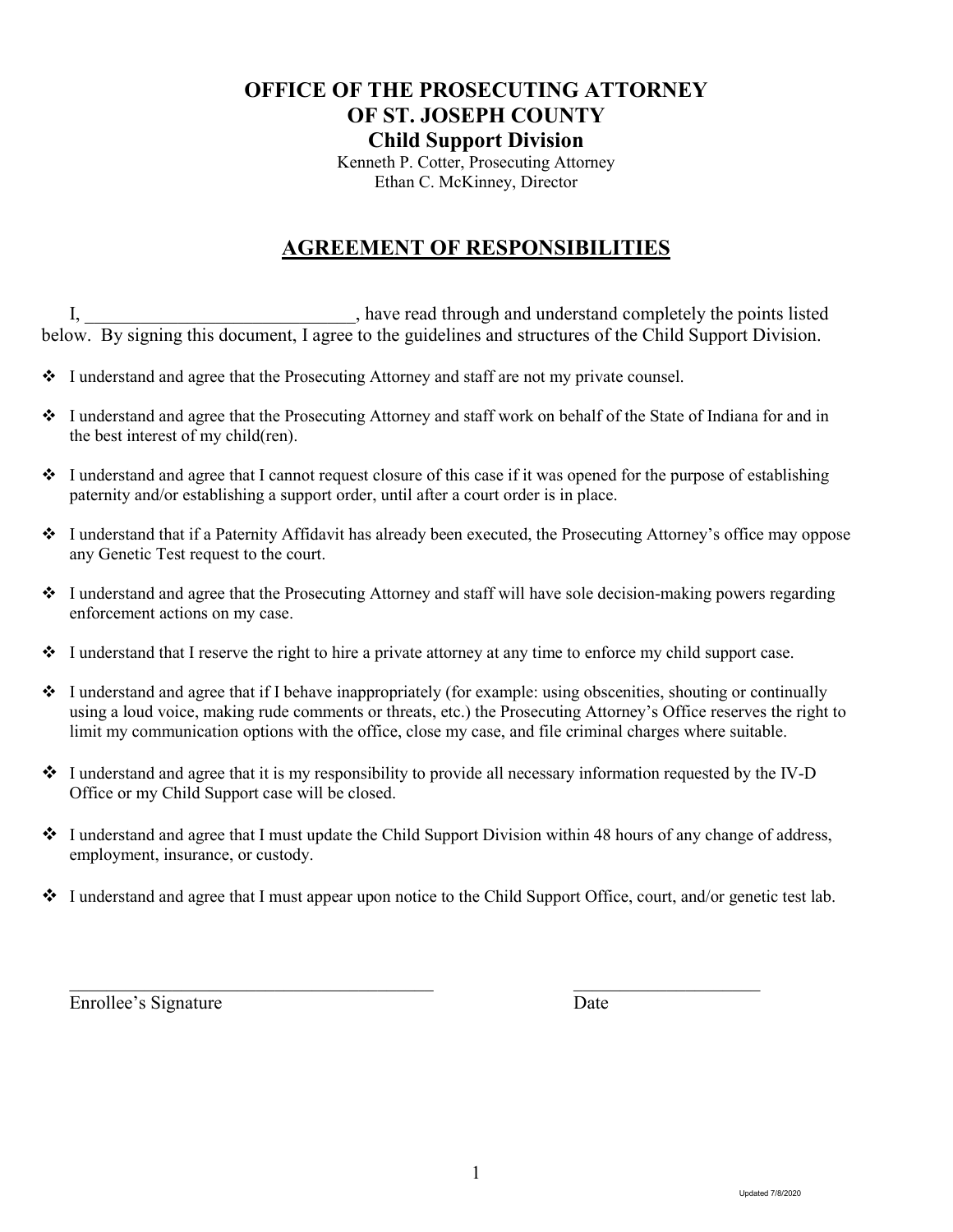# OFFICE OF THE PROSECUTING ATTORNEY OF ST. JOSEPH COUNTY

## Child Support Division

Kenneth P. Cotter, Prosecuting Attorney
Ethan C. McKinney, Director

## AGREEMENT OF RESPONSIBILITIES

I, _____________________________, have read through and understand completely the points listed below. By signing this document, I agree to the guidelines and structures of the Child Support Division.

- I understand and agree that the Prosecuting Attorney and staff are not my private counsel.
- I understand and agree that the Prosecuting Attorney and staff work on behalf of the State of Indiana for and in the best interest of my child(ren).
- I understand and agree that I cannot request closure of this case if it was opened for the purpose of establishing paternity and/or establishing a support order, until after a court order is in place.
- I understand that if a Paternity Affidavit has already been executed, the Prosecuting Attorney's office may oppose any Genetic Test request to the court.
- I understand and agree that the Prosecuting Attorney and staff will have sole decision-making powers regarding enforcement actions on my case.
- I understand that I reserve the right to hire a private attorney at any time to enforce my child support case.
- I understand and agree that if I behave inappropriately (for example: using obscenities, shouting or continually using a loud voice, making rude comments or threats, etc.) the Prosecuting Attorney's Office reserves the right to limit my communication options with the office, close my case, and file criminal charges where suitable.
- I understand and agree that it is my responsibility to provide all necessary information requested by the IV-D Office or my Child Support case will be closed.
- I understand and agree that I must update the Child Support Division within 48 hours of any change of address, employment, insurance, or custody.
- I understand and agree that I must appear upon notice to the Child Support Office, court, and/or genetic test lab.

_________________________________________ &nbsp;&nbsp;&nbsp;&nbsp; _____________________

Enrollee's Signature &nbsp;&nbsp;&nbsp;&nbsp; Date

Updated 7/8/2020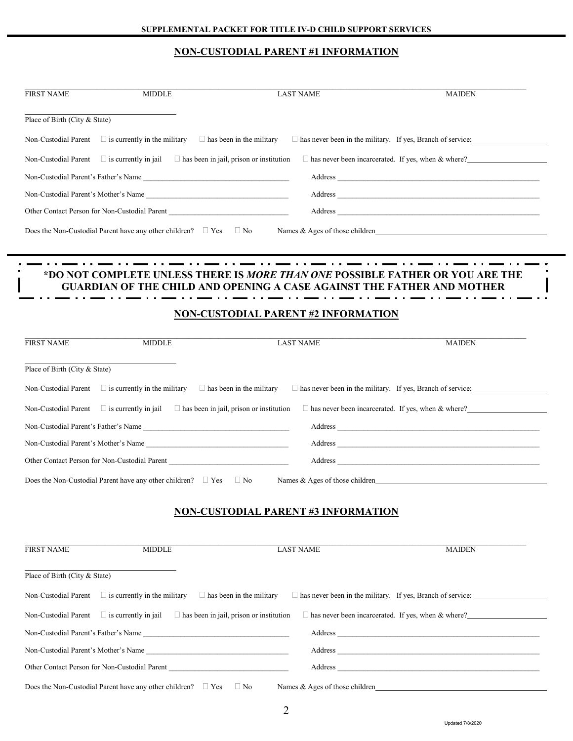**SUPPLEMENTAL PACKET FOR TITLE IV-D CHILD SUPPORT SERVICES**

## NON-CUSTODIAL PARENT #1 INFORMATION

FIRST NAME MIDDLE LAST NAME MAIDEN

Place of Birth (City & State)

Non-Custodial Parent ☐ is currently in the military ☐ has been in the military ☐ has never been in the military. If yes, Branch of service: ____________

Non-Custodial Parent ☐ is currently in jail ☐ has been in jail, prison or institution ☐ has never been incarcerated. If yes, when & where? ____________

Non-Custodial Parent's Father's Name ____________ Address ____________

Non-Custodial Parent's Mother's Name ____________ Address ____________

Other Contact Person for Non-Custodial Parent ____________ Address ____________

Does the Non-Custodial Parent have any other children? ☐ Yes ☐ No Names & Ages of those children ____________

**\*DO NOT COMPLETE UNLESS THERE IS *MORE THAN ONE* POSSIBLE FATHER OR YOU ARE THE GUARDIAN OF THE CHILD AND OPENING A CASE AGAINST THE FATHER AND MOTHER**

## NON-CUSTODIAL PARENT #2 INFORMATION

FIRST NAME MIDDLE LAST NAME MAIDEN

Place of Birth (City & State)

Non-Custodial Parent ☐ is currently in the military ☐ has been in the military ☐ has never been in the military. If yes, Branch of service: ____________

Non-Custodial Parent ☐ is currently in jail ☐ has been in jail, prison or institution ☐ has never been incarcerated. If yes, when & where? ____________

Non-Custodial Parent's Father's Name ____________ Address ____________

Non-Custodial Parent's Mother's Name ____________ Address ____________

Other Contact Person for Non-Custodial Parent ____________ Address ____________

Does the Non-Custodial Parent have any other children? ☐ Yes ☐ No Names & Ages of those children ____________

## NON-CUSTODIAL PARENT #3 INFORMATION

FIRST NAME MIDDLE LAST NAME MAIDEN

Place of Birth (City & State)

Non-Custodial Parent ☐ is currently in the military ☐ has been in the military ☐ has never been in the military. If yes, Branch of service: ____________

Non-Custodial Parent ☐ is currently in jail ☐ has been in jail, prison or institution ☐ has never been incarcerated. If yes, when & where? ____________

Non-Custodial Parent's Father's Name ____________ Address ____________

Non-Custodial Parent's Mother's Name ____________ Address ____________

Other Contact Person for Non-Custodial Parent ____________ Address ____________

Does the Non-Custodial Parent have any other children? ☐ Yes ☐ No Names & Ages of those children ____________

Updated 7/8/2020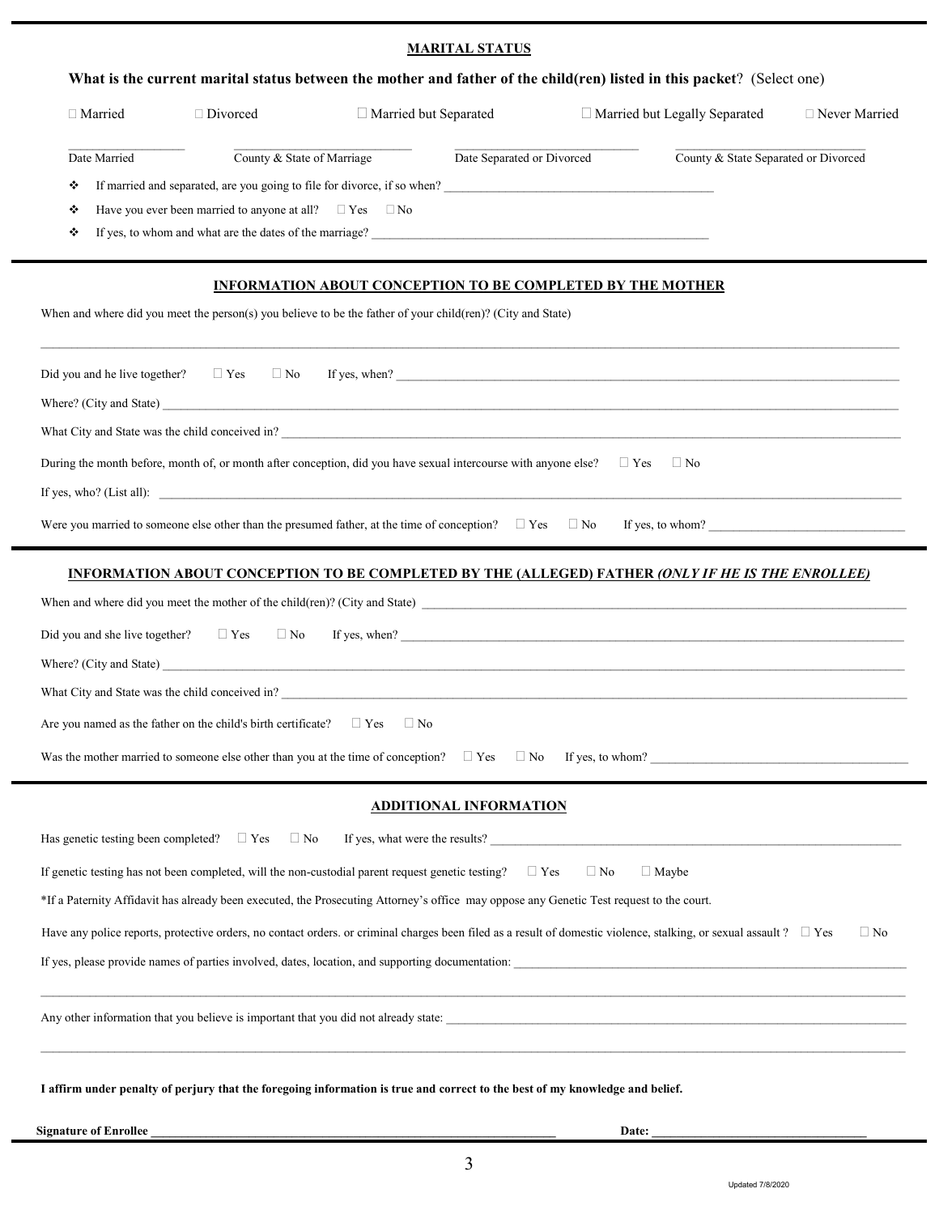## MARITAL STATUS

**What is the current marital status between the mother and father of the child(ren) listed in this packet**? (Select one)

☐ Married ☐ Divorced ☐ Married but Separated ☐ Married but Legally Separated ☐ Never Married

| Date Married | County & State of Marriage | Date Separated or Divorced | County & State Separated or Divorced |
|---|---|---|---|
| | | | |

- ❖ If married and separated, are you going to file for divorce, if so when? ______________________
- ❖ Have you ever been married to anyone at all? ☐ Yes ☐ No
- ❖ If yes, to whom and what are the dates of the marriage? ______________________

## INFORMATION ABOUT CONCEPTION TO BE COMPLETED BY THE MOTHER

When and where did you meet the person(s) you believe to be the father of your child(ren)? (City and State)

______________________________________________

Did you and he live together? ☐ Yes ☐ No If yes, when? ______________________

Where? (City and State) ______________________

What City and State was the child conceived in? ______________________

During the month before, month of, or month after conception, did you have sexual intercourse with anyone else? ☐ Yes ☐ No

If yes, who? (List all): ______________________

Were you married to someone else other than the presumed father, at the time of conception? ☐ Yes ☐ No If yes, to whom? ______________________

## INFORMATION ABOUT CONCEPTION TO BE COMPLETED BY THE (ALLEGED) FATHER *(ONLY IF HE IS THE ENROLLEE)*

When and where did you meet the mother of the child(ren)? (City and State) ______________________

Did you and she live together? ☐ Yes ☐ No If yes, when? ______________________

Where? (City and State) ______________________

What City and State was the child conceived in? ______________________

Are you named as the father on the child's birth certificate? ☐ Yes ☐ No

Was the mother married to someone else other than you at the time of conception? ☐ Yes ☐ No If yes, to whom? ______________________

## ADDITIONAL INFORMATION

Has genetic testing been completed? ☐ Yes ☐ No If yes, what were the results? ______________________

If genetic testing has not been completed, will the non-custodial parent request genetic testing? ☐ Yes ☐ No ☐ Maybe

*If a Paternity Affidavit has already been executed, the Prosecuting Attorney's office may oppose any Genetic Test request to the court.

Have any police reports, protective orders, no contact orders. or criminal charges been filed as a result of domestic violence, stalking, or sexual assault ? ☐ Yes ☐ No

If yes, please provide names of parties involved, dates, location, and supporting documentation: ______________________

______________________________________________

Any other information that you believe is important that you did not already state: ______________________

______________________________________________

**I affirm under penalty of perjury that the foregoing information is true and correct to the best of my knowledge and belief.**

**Signature of Enrollee** ______________________ **Date:** ______________________

Updated 7/8/2020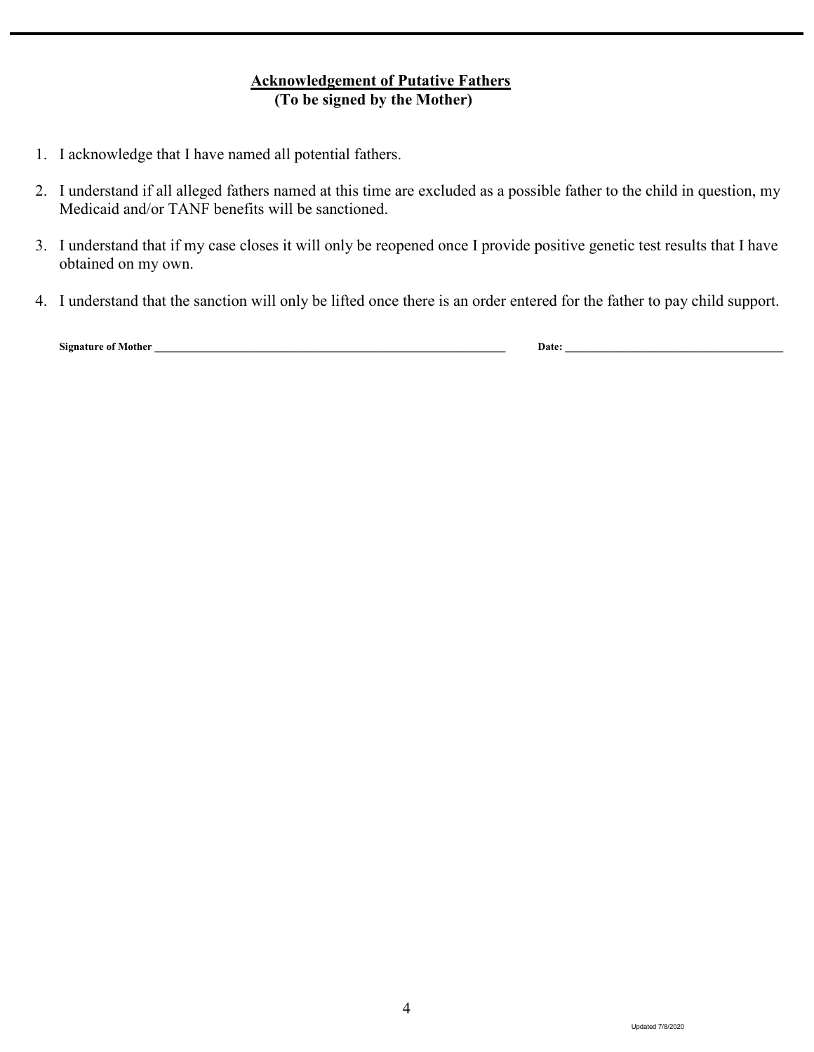## Acknowledgement of Putative Fathers

**(To be signed by the Mother)**

1. I acknowledge that I have named all potential fathers.
2. I understand if all alleged fathers named at this time are excluded as a possible father to the child in question, my Medicaid and/or TANF benefits will be sanctioned.
3. I understand that if my case closes it will only be reopened once I provide positive genetic test results that I have obtained on my own.
4. I understand that the sanction will only be lifted once there is an order entered for the father to pay child support.

**Signature of Mother** ______________________________________________ **Date:** ______________________________

Updated 7/8/2020